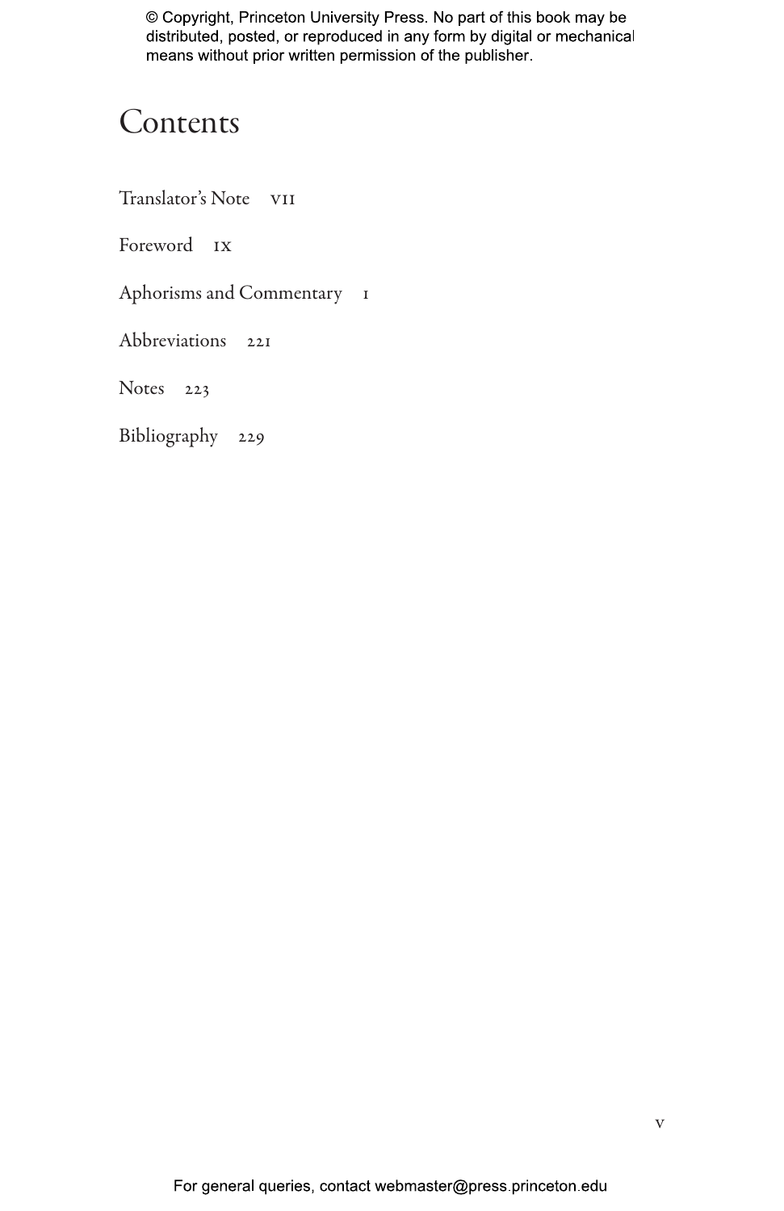© Copyright, Princeton University Press. No part of this book may be distributed, posted, or reproduced in any form by digital or mechanical means without prior written permission of the publisher.

# Contents

Translator's Note vii

Foreword ix

Aphorisms and Commentary 1

Abbreviations 221

Notes 223

Bibliography 229

For general queries, contact webmaster@press.princeton.edu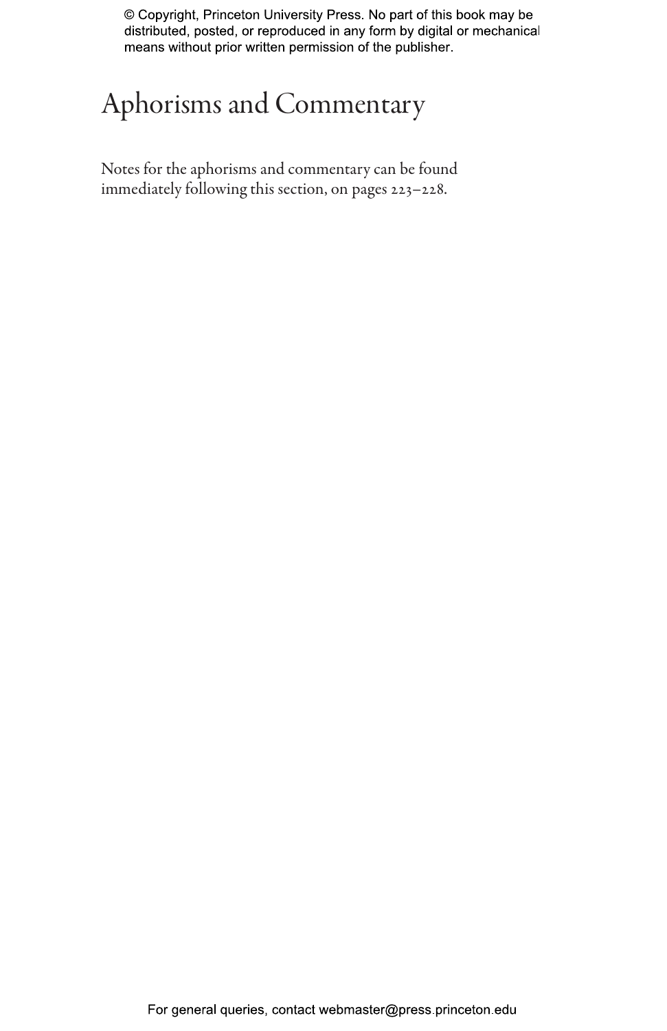# Aphorisms and Commentary

Notes for the aphorisms and commentary can be found immediately following this section, on pages 223–228.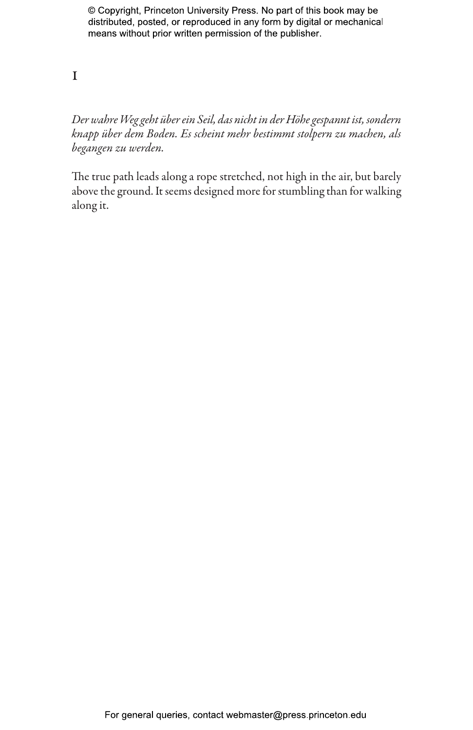# 1

*Der wahre Weg geht über ein Seil, das nicht in der Höhe gespannt ist, sondern knapp über dem Boden. Es scheint mehr bestimmt stolpern zu machen, als begangen zu werden.*

The true path leads along a rope stretched, not high in the air, but barely above the ground. It seems designed more for stumbling than for walking along it.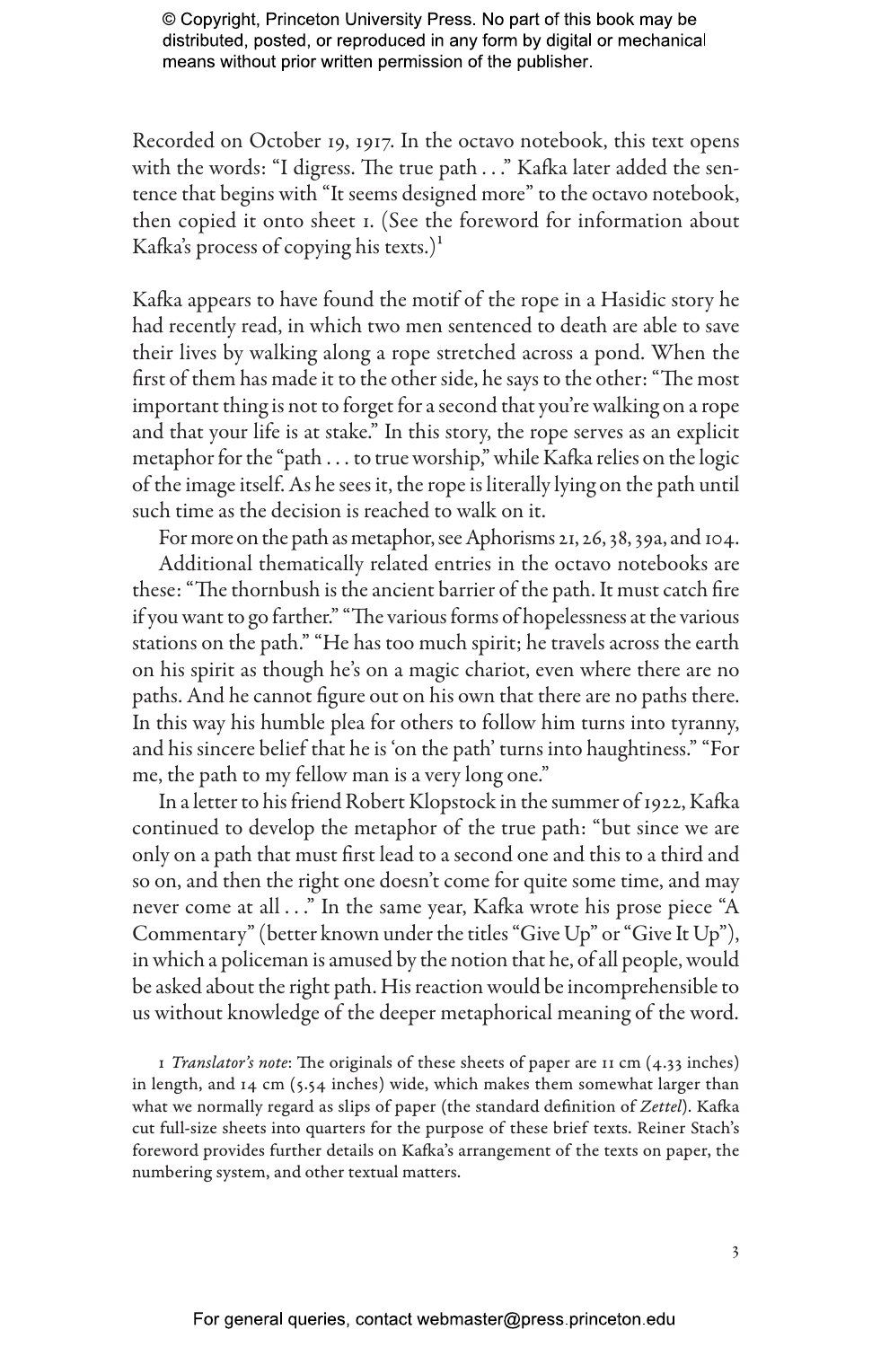Recorded on October 19, 1917. In the octavo notebook, this text opens with the words: "I digress. The true path . . ." Kafka later added the sentence that begins with "It seems designed more" to the octavo notebook, then copied it onto sheet 1. (See the foreword for information about Kafka's process of copying his texts.)[1]

Kafka appears to have found the motif of the rope in a Hasidic story he had recently read, in which two men sentenced to death are able to save their lives by walking along a rope stretched across a pond. When the first of them has made it to the other side, he says to the other: "The most important thing is not to forget for a second that you're walking on a rope and that your life is at stake." In this story, the rope serves as an explicit metaphor for the "path . . . to true worship," while Kafka relies on the logic of the image itself. As he sees it, the rope is literally lying on the path until such time as the decision is reached to walk on it.

For more on the path as metaphor, see Aphorisms 21, 26, 38, 39a, and 104.

Additional thematically related entries in the octavo notebooks are these: "The thornbush is the ancient barrier of the path. It must catch fire if you want to go farther." "The various forms of hopelessness at the various stations on the path." "He has too much spirit; he travels across the earth on his spirit as though he's on a magic chariot, even where there are no paths. And he cannot figure out on his own that there are no paths there. In this way his humble plea for others to follow him turns into tyranny, and his sincere belief that he is 'on the path' turns into haughtiness." "For me, the path to my fellow man is a very long one."

In a letter to his friend Robert Klopstock in the summer of 1922, Kafka continued to develop the metaphor of the true path: "but since we are only on a path that must first lead to a second one and this to a third and so on, and then the right one doesn't come for quite some time, and may never come at all . . ." In the same year, Kafka wrote his prose piece "A Commentary" (better known under the titles "Give Up" or "Give It Up"), in which a policeman is amused by the notion that he, of all people, would be asked about the right path. His reaction would be incomprehensible to us without knowledge of the deeper metaphorical meaning of the word.

[1] *Translator's note*: The originals of these sheets of paper are 11 cm (4.33 inches) in length, and 14 cm (5.54 inches) wide, which makes them somewhat larger than what we normally regard as slips of paper (the standard definition of *Zettel*). Kafka cut full-size sheets into quarters for the purpose of these brief texts. Reiner Stach's foreword provides further details on Kafka's arrangement of the texts on paper, the numbering system, and other textual matters.